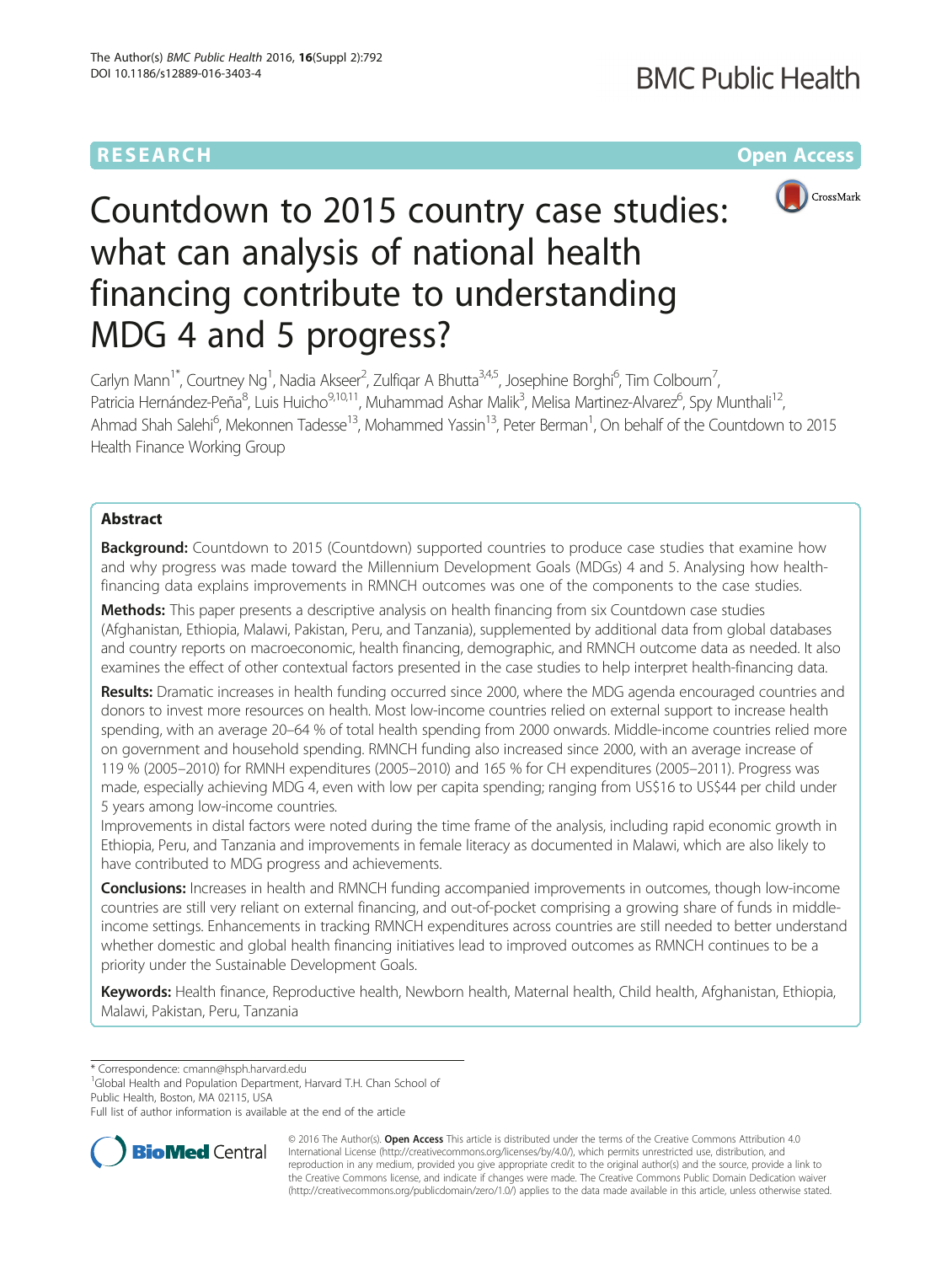RESEARCH Open Access

# Countdown to 2015 country case studies: what can analysis of national health financing contribute to understanding MDG 4 and 5 progress?

Carlyn Mann[1*], Courtney Ng[1], Nadia Akseer[2], Zulfiqar A Bhutta[3,4,5], Josephine Borghi[6], Tim Colbourn[7], Patricia Hernández-Peña[8], Luis Huicho[9,10,11], Muhammad Ashar Malik[3], Melisa Martinez-Alvarez[6], Spy Munthali[12], Ahmad Shah Salehi[6], Mekonnen Tadesse[13], Mohammed Yassin[13], Peter Berman[1], On behalf of the Countdown to 2015 Health Finance Working Group

## Abstract

**Background:** Countdown to 2015 (Countdown) supported countries to produce case studies that examine how and why progress was made toward the Millennium Development Goals (MDGs) 4 and 5. Analysing how health-financing data explains improvements in RMNCH outcomes was one of the components to the case studies.

**Methods:** This paper presents a descriptive analysis on health financing from six Countdown case studies (Afghanistan, Ethiopia, Malawi, Pakistan, Peru, and Tanzania), supplemented by additional data from global databases and country reports on macroeconomic, health financing, demographic, and RMNCH outcome data as needed. It also examines the effect of other contextual factors presented in the case studies to help interpret health-financing data.

**Results:** Dramatic increases in health funding occurred since 2000, where the MDG agenda encouraged countries and donors to invest more resources on health. Most low-income countries relied on external support to increase health spending, with an average 20–64 % of total health spending from 2000 onwards. Middle-income countries relied more on government and household spending. RMNCH funding also increased since 2000, with an average increase of 119 % (2005–2010) for RMNH expenditures (2005–2010) and 165 % for CH expenditures (2005–2011). Progress was made, especially achieving MDG 4, even with low per capita spending; ranging from US$16 to US$44 per child under 5 years among low-income countries.

Improvements in distal factors were noted during the time frame of the analysis, including rapid economic growth in Ethiopia, Peru, and Tanzania and improvements in female literacy as documented in Malawi, which are also likely to have contributed to MDG progress and achievements.

**Conclusions:** Increases in health and RMNCH funding accompanied improvements in outcomes, though low-income countries are still very reliant on external financing, and out-of-pocket comprising a growing share of funds in middle-income settings. Enhancements in tracking RMNCH expenditures across countries are still needed to better understand whether domestic and global health financing initiatives lead to improved outcomes as RMNCH continues to be a priority under the Sustainable Development Goals.

**Keywords:** Health finance, Reproductive health, Newborn health, Maternal health, Child health, Afghanistan, Ethiopia, Malawi, Pakistan, Peru, Tanzania

\* Correspondence: cmann@hsph.harvard.edu
[1]Global Health and Population Department, Harvard T.H. Chan School of Public Health, Boston, MA 02115, USA
Full list of author information is available at the end of the article

© 2016 The Author(s). **Open Access** This article is distributed under the terms of the Creative Commons Attribution 4.0 International License (http://creativecommons.org/licenses/by/4.0/), which permits unrestricted use, distribution, and reproduction in any medium, provided you give appropriate credit to the original author(s) and the source, provide a link to the Creative Commons license, and indicate if changes were made. The Creative Commons Public Domain Dedication waiver (http://creativecommons.org/publicdomain/zero/1.0/) applies to the data made available in this article, unless otherwise stated.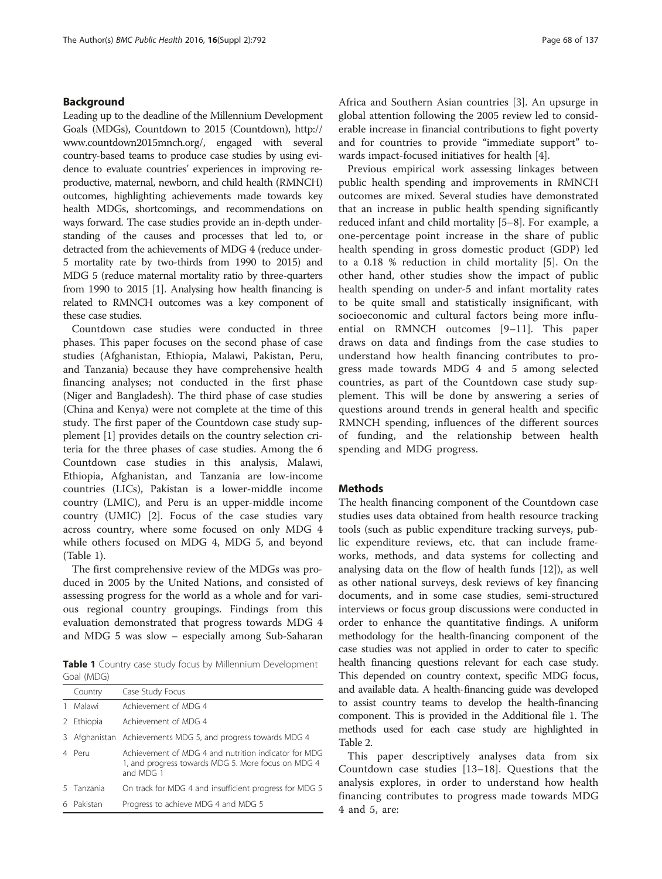## Background

Leading up to the deadline of the Millennium Development Goals (MDGs), Countdown to 2015 (Countdown), http://www.countdown2015mnch.org/, engaged with several country-based teams to produce case studies by using evidence to evaluate countries' experiences in improving reproductive, maternal, newborn, and child health (RMNCH) outcomes, highlighting achievements made towards key health MDGs, shortcomings, and recommendations on ways forward. The case studies provide an in-depth understanding of the causes and processes that led to, or detracted from the achievements of MDG 4 (reduce under-5 mortality rate by two-thirds from 1990 to 2015) and MDG 5 (reduce maternal mortality ratio by three-quarters from 1990 to 2015) [1]. Analysing how health financing is related to RMNCH outcomes was a key component of these case studies.

Countdown case studies were conducted in three phases. This paper focuses on the second phase of case studies (Afghanistan, Ethiopia, Malawi, Pakistan, Peru, and Tanzania) because they have comprehensive health financing analyses; not conducted in the first phase (Niger and Bangladesh). The third phase of case studies (China and Kenya) were not complete at the time of this study. The first paper of the Countdown case study supplement [1] provides details on the country selection criteria for the three phases of case studies. Among the 6 Countdown case studies in this analysis, Malawi, Ethiopia, Afghanistan, and Tanzania are low-income countries (LICs), Pakistan is a lower-middle income country (LMIC), and Peru is an upper-middle income country (UMIC) [2]. Focus of the case studies vary across country, where some focused on only MDG 4 while others focused on MDG 4, MDG 5, and beyond (Table 1).

The first comprehensive review of the MDGs was produced in 2005 by the United Nations, and consisted of assessing progress for the world as a whole and for various regional country groupings. Findings from this evaluation demonstrated that progress towards MDG 4 and MDG 5 was slow – especially among Sub-Saharan Africa and Southern Asian countries [3]. An upsurge in global attention following the 2005 review led to considerable increase in financial contributions to fight poverty and for countries to provide "immediate support" towards impact-focused initiatives for health [4].

**Table 1** Country case study focus by Millennium Development Goal (MDG)

| | Country | Case Study Focus |
|---|---|---|
| 1 | Malawi | Achievement of MDG 4 |
| 2 | Ethiopia | Achievement of MDG 4 |
| 3 | Afghanistan | Achievements MDG 5, and progress towards MDG 4 |
| 4 | Peru | Achievement of MDG 4 and nutrition indicator for MDG 1, and progress towards MDG 5. More focus on MDG 4 and MDG 1 |
| 5 | Tanzania | On track for MDG 4 and insufficient progress for MDG 5 |
| 6 | Pakistan | Progress to achieve MDG 4 and MDG 5 |

Previous empirical work assessing linkages between public health spending and improvements in RMNCH outcomes are mixed. Several studies have demonstrated that an increase in public health spending significantly reduced infant and child mortality [5–8]. For example, a one-percentage point increase in the share of public health spending in gross domestic product (GDP) led to a 0.18 % reduction in child mortality [5]. On the other hand, other studies show the impact of public health spending on under-5 and infant mortality rates to be quite small and statistically insignificant, with socioeconomic and cultural factors being more influential on RMNCH outcomes [9–11]. This paper draws on data and findings from the case studies to understand how health financing contributes to progress made towards MDG 4 and 5 among selected countries, as part of the Countdown case study supplement. This will be done by answering a series of questions around trends in general health and specific RMNCH spending, influences of the different sources of funding, and the relationship between health spending and MDG progress.

## Methods

The health financing component of the Countdown case studies uses data obtained from health resource tracking tools (such as public expenditure tracking surveys, public expenditure reviews, etc. that can include frameworks, methods, and data systems for collecting and analysing data on the flow of health funds [12]), as well as other national surveys, desk reviews of key financing documents, and in some case studies, semi-structured interviews or focus group discussions were conducted in order to enhance the quantitative findings. A uniform methodology for the health-financing component of the case studies was not applied in order to cater to specific health financing questions relevant for each case study. This depended on country context, specific MDG focus, and available data. A health-financing guide was developed to assist country teams to develop the health-financing component. This is provided in the Additional file 1. The methods used for each case study are highlighted in Table 2.

This paper descriptively analyses data from six Countdown case studies [13–18]. Questions that the analysis explores, in order to understand how health financing contributes to progress made towards MDG 4 and 5, are: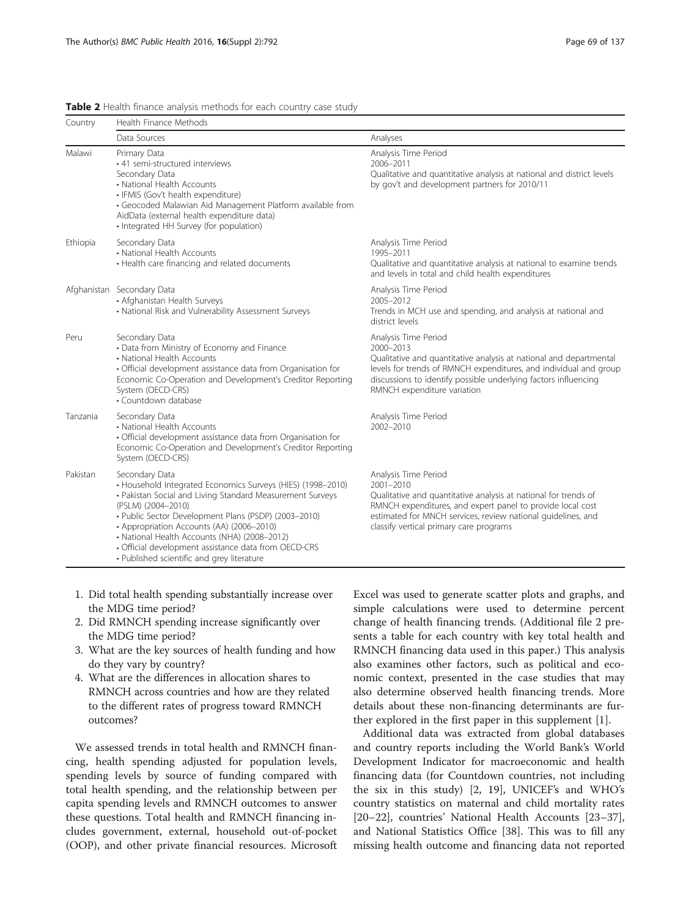**Table 2** Health finance analysis methods for each country case study

| Country | Health Finance Methods | |
|---|---|---|
| | Data Sources | Analyses |
| Malawi | Primary Data<br>• 41 semi-structured interviews<br>Secondary Data<br>• National Health Accounts<br>• IFMIS (Gov't health expenditure)<br>• Geocoded Malawian Aid Management Platform available from AidData (external health expenditure data)<br>• Integrated HH Survey (for population) | Analysis Time Period<br>2006–2011<br>Qualitative and quantitative analysis at national and district levels by gov't and development partners for 2010/11 |
| Ethiopia | Secondary Data<br>• National Health Accounts<br>• Health care financing and related documents | Analysis Time Period<br>1995–2011<br>Qualitative and quantitative analysis at national to examine trends and levels in total and child health expenditures |
| Afghanistan | Secondary Data<br>• Afghanistan Health Surveys<br>• National Risk and Vulnerability Assessment Surveys | Analysis Time Period<br>2005–2012<br>Trends in MCH use and spending, and analysis at national and district levels |
| Peru | Secondary Data<br>• Data from Ministry of Economy and Finance<br>• National Health Accounts<br>• Official development assistance data from Organisation for Economic Co-Operation and Development's Creditor Reporting System (OECD-CRS)<br>• Countdown database | Analysis Time Period<br>2000–2013<br>Qualitative and quantitative analysis at national and departmental levels for trends of RMNCH expenditures, and individual and group discussions to identify possible underlying factors influencing RMNCH expenditure variation |
| Tanzania | Secondary Data<br>• National Health Accounts<br>• Official development assistance data from Organisation for Economic Co-Operation and Development's Creditor Reporting System (OECD-CRS) | Analysis Time Period<br>2002–2010 |
| Pakistan | Secondary Data<br>• Household Integrated Economics Surveys (HIES) (1998–2010)<br>• Pakistan Social and Living Standard Measurement Surveys (PSLM) (2004–2010)<br>• Public Sector Development Plans (PSDP) (2003–2010)<br>• Appropriation Accounts (AA) (2006–2010)<br>• National Health Accounts (NHA) (2008–2012)<br>• Official development assistance data from OECD-CRS<br>• Published scientific and grey literature | Analysis Time Period<br>2001–2010<br>Qualitative and quantitative analysis at national for trends of RMNCH expenditures, and expert panel to provide local cost estimated for MNCH services, review national guidelines, and classify vertical primary care programs |

1. Did total health spending substantially increase over the MDG time period?
2. Did RMNCH spending increase significantly over the MDG time period?
3. What are the key sources of health funding and how do they vary by country?
4. What are the differences in allocation shares to RMNCH across countries and how are they related to the different rates of progress toward RMNCH outcomes?

We assessed trends in total health and RMNCH financing, health spending adjusted for population levels, spending levels by source of funding compared with total health spending, and the relationship between per capita spending levels and RMNCH outcomes to answer these questions. Total health and RMNCH financing includes government, external, household out-of-pocket (OOP), and other private financial resources. Microsoft Excel was used to generate scatter plots and graphs, and simple calculations were used to determine percent change of health financing trends. (Additional file 2 presents a table for each country with key total health and RMNCH financing data used in this paper.) This analysis also examines other factors, such as political and economic context, presented in the case studies that may also determine observed health financing trends. More details about these non-financing determinants are further explored in the first paper in this supplement [1].

Additional data was extracted from global databases and country reports including the World Bank's World Development Indicator for macroeconomic and health financing data (for Countdown countries, not including the six in this study) [2, 19], UNICEF's and WHO's country statistics on maternal and child mortality rates [20–22], countries' National Health Accounts [23–37], and National Statistics Office [38]. This was to fill any missing health outcome and financing data not reported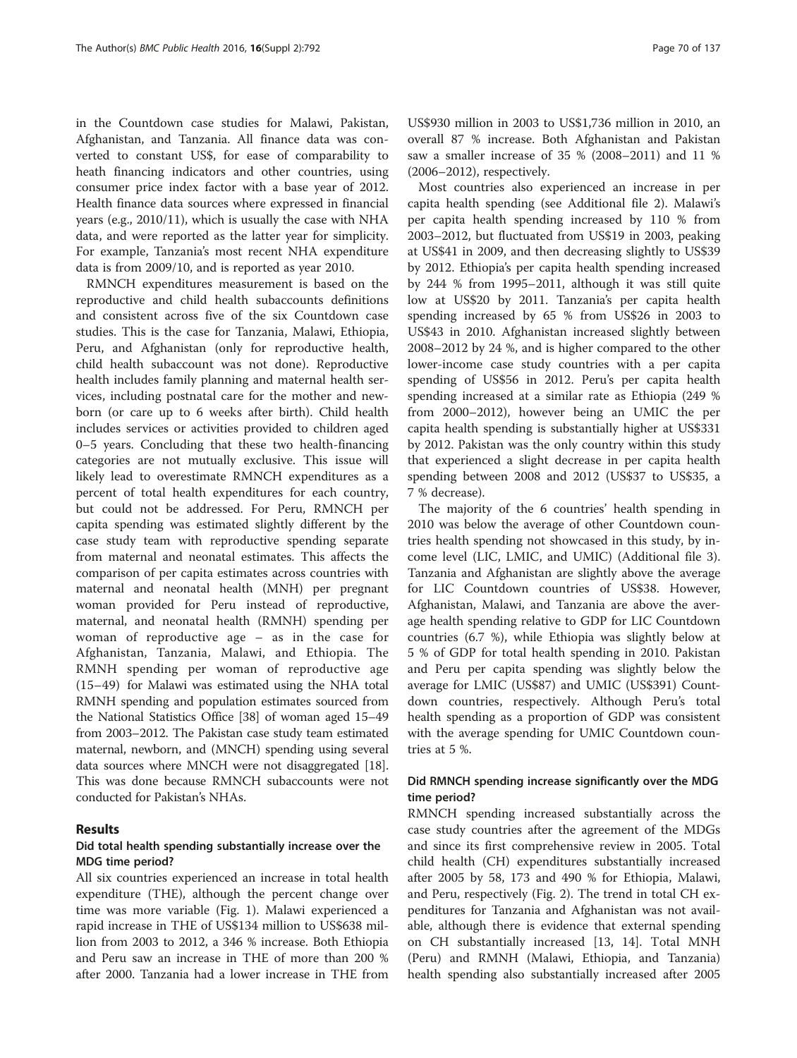in the Countdown case studies for Malawi, Pakistan, Afghanistan, and Tanzania. All finance data was converted to constant US$, for ease of comparability to heath financing indicators and other countries, using consumer price index factor with a base year of 2012. Health finance data sources where expressed in financial years (e.g., 2010/11), which is usually the case with NHA data, and were reported as the latter year for simplicity. For example, Tanzania's most recent NHA expenditure data is from 2009/10, and is reported as year 2010.

RMNCH expenditures measurement is based on the reproductive and child health subaccounts definitions and consistent across five of the six Countdown case studies. This is the case for Tanzania, Malawi, Ethiopia, Peru, and Afghanistan (only for reproductive health, child health subaccount was not done). Reproductive health includes family planning and maternal health services, including postnatal care for the mother and newborn (or care up to 6 weeks after birth). Child health includes services or activities provided to children aged 0–5 years. Concluding that these two health-financing categories are not mutually exclusive. This issue will likely lead to overestimate RMNCH expenditures as a percent of total health expenditures for each country, but could not be addressed. For Peru, RMNCH per capita spending was estimated slightly different by the case study team with reproductive spending separate from maternal and neonatal estimates. This affects the comparison of per capita estimates across countries with maternal and neonatal health (MNH) per pregnant woman provided for Peru instead of reproductive, maternal, and neonatal health (RMNH) spending per woman of reproductive age – as in the case for Afghanistan, Tanzania, Malawi, and Ethiopia. The RMNH spending per woman of reproductive age (15–49) for Malawi was estimated using the NHA total RMNH spending and population estimates sourced from the National Statistics Office [38] of woman aged 15–49 from 2003–2012. The Pakistan case study team estimated maternal, newborn, and (MNCH) spending using several data sources where MNCH were not disaggregated [18]. This was done because RMNCH subaccounts were not conducted for Pakistan's NHAs.

## Results

### Did total health spending substantially increase over the MDG time period?

All six countries experienced an increase in total health expenditure (THE), although the percent change over time was more variable (Fig. 1). Malawi experienced a rapid increase in THE of US$134 million to US$638 million from 2003 to 2012, a 346 % increase. Both Ethiopia and Peru saw an increase in THE of more than 200 % after 2000. Tanzania had a lower increase in THE from US$930 million in 2003 to US$1,736 million in 2010, an overall 87 % increase. Both Afghanistan and Pakistan saw a smaller increase of 35 % (2008–2011) and 11 % (2006–2012), respectively.

Most countries also experienced an increase in per capita health spending (see Additional file 2). Malawi's per capita health spending increased by 110 % from 2003–2012, but fluctuated from US$19 in 2003, peaking at US$41 in 2009, and then decreasing slightly to US$39 by 2012. Ethiopia's per capita health spending increased by 244 % from 1995–2011, although it was still quite low at US$20 by 2011. Tanzania's per capita health spending increased by 65 % from US$26 in 2003 to US$43 in 2010. Afghanistan increased slightly between 2008–2012 by 24 %, and is higher compared to the other lower-income case study countries with a per capita spending of US$56 in 2012. Peru's per capita health spending increased at a similar rate as Ethiopia (249 % from 2000–2012), however being an UMIC the per capita health spending is substantially higher at US$331 by 2012. Pakistan was the only country within this study that experienced a slight decrease in per capita health spending between 2008 and 2012 (US$37 to US$35, a 7 % decrease).

The majority of the 6 countries' health spending in 2010 was below the average of other Countdown countries health spending not showcased in this study, by income level (LIC, LMIC, and UMIC) (Additional file 3). Tanzania and Afghanistan are slightly above the average for LIC Countdown countries of US$38. However, Afghanistan, Malawi, and Tanzania are above the average health spending relative to GDP for LIC Countdown countries (6.7 %), while Ethiopia was slightly below at 5 % of GDP for total health spending in 2010. Pakistan and Peru per capita spending was slightly below the average for LMIC (US$87) and UMIC (US$391) Countdown countries, respectively. Although Peru's total health spending as a proportion of GDP was consistent with the average spending for UMIC Countdown countries at 5 %.

### Did RMNCH spending increase significantly over the MDG time period?

RMNCH spending increased substantially across the case study countries after the agreement of the MDGs and since its first comprehensive review in 2005. Total child health (CH) expenditures substantially increased after 2005 by 58, 173 and 490 % for Ethiopia, Malawi, and Peru, respectively (Fig. 2). The trend in total CH expenditures for Tanzania and Afghanistan was not available, although there is evidence that external spending on CH substantially increased [13, 14]. Total MNH (Peru) and RMNH (Malawi, Ethiopia, and Tanzania) health spending also substantially increased after 2005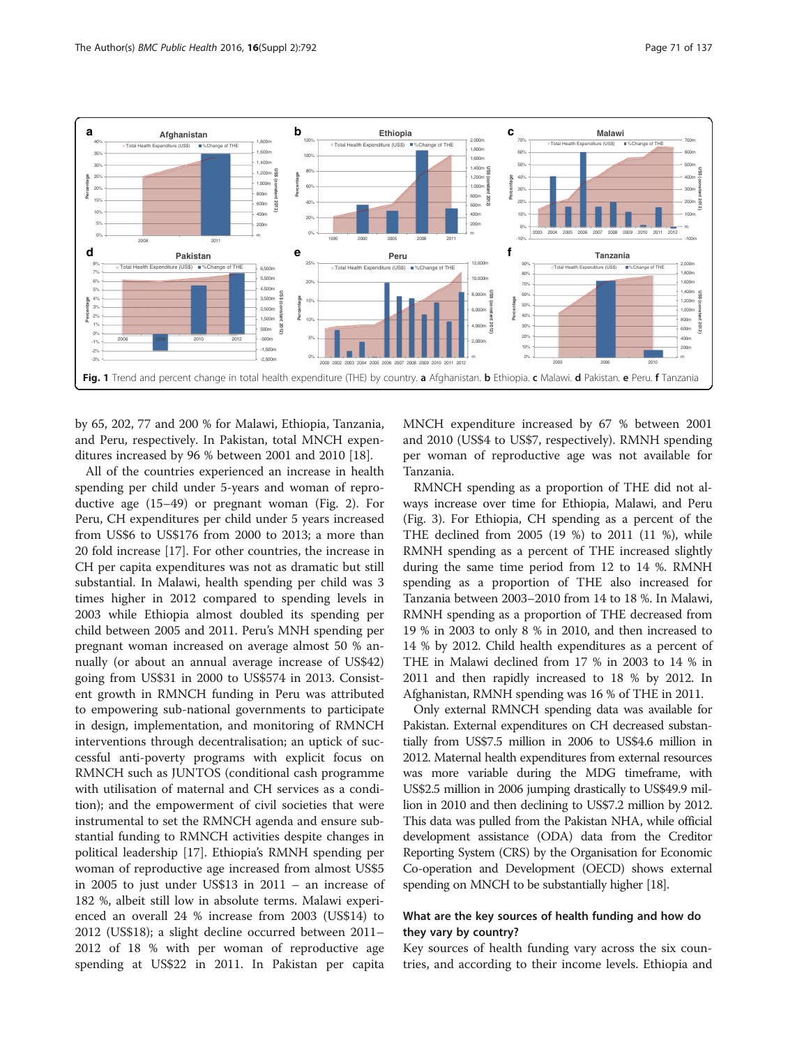Fig. 1 Trend and percent change in total health expenditure (THE) by country. **a** Afghanistan. **b** Ethiopia. **c** Malawi. **d** Pakistan. **e** Peru. **f** Tanzania

by 65, 202, 77 and 200 % for Malawi, Ethiopia, Tanzania, and Peru, respectively. In Pakistan, total MNCH expenditures increased by 96 % between 2001 and 2010 [18].

All of the countries experienced an increase in health spending per child under 5-years and woman of reproductive age (15–49) or pregnant woman (Fig. 2). For Peru, CH expenditures per child under 5 years increased from US$6 to US$176 from 2000 to 2013; a more than 20 fold increase [17]. For other countries, the increase in CH per capita expenditures was not as dramatic but still substantial. In Malawi, health spending per child was 3 times higher in 2012 compared to spending levels in 2003 while Ethiopia almost doubled its spending per child between 2005 and 2011. Peru's MNH spending per pregnant woman increased on average almost 50 % annually (or about an annual average increase of US$42) going from US$31 in 2000 to US$574 in 2013. Consistent growth in RMNCH funding in Peru was attributed to empowering sub-national governments to participate in design, implementation, and monitoring of RMNCH interventions through decentralisation; an uptick of successful anti-poverty programs with explicit focus on RMNCH such as JUNTOS (conditional cash programme with utilisation of maternal and CH services as a condition); and the empowerment of civil societies that were instrumental to set the RMNCH agenda and ensure substantial funding to RMNCH activities despite changes in political leadership [17]. Ethiopia's RMNH spending per woman of reproductive age increased from almost US$5 in 2005 to just under US$13 in 2011 – an increase of 182 %, albeit still low in absolute terms. Malawi experienced an overall 24 % increase from 2003 (US$14) to 2012 (US$18); a slight decline occurred between 2011–2012 of 18 % with per woman of reproductive age spending at US$22 in 2011. In Pakistan per capita MNCH expenditure increased by 67 % between 2001 and 2010 (US$4 to US$7, respectively). RMNH spending per woman of reproductive age was not available for Tanzania.

RMNCH spending as a proportion of THE did not always increase over time for Ethiopia, Malawi, and Peru (Fig. 3). For Ethiopia, CH spending as a percent of the THE declined from 2005 (19 %) to 2011 (11 %), while RMNH spending as a percent of THE increased slightly during the same time period from 12 to 14 %. RMNH spending as a proportion of THE also increased for Tanzania between 2003–2010 from 14 to 18 %. In Malawi, RMNH spending as a proportion of THE decreased from 19 % in 2003 to only 8 % in 2010, and then increased to 14 % by 2012. Child health expenditures as a percent of THE in Malawi declined from 17 % in 2003 to 14 % in 2011 and then rapidly increased to 18 % by 2012. In Afghanistan, RMNH spending was 16 % of THE in 2011.

Only external RMNCH spending data was available for Pakistan. External expenditures on CH decreased substantially from US$7.5 million in 2006 to US$4.6 million in 2012. Maternal health expenditures from external resources was more variable during the MDG timeframe, with US$2.5 million in 2006 jumping drastically to US$49.9 million in 2010 and then declining to US$7.2 million by 2012. This data was pulled from the Pakistan NHA, while official development assistance (ODA) data from the Creditor Reporting System (CRS) by the Organisation for Economic Co-operation and Development (OECD) shows external spending on MNCH to be substantially higher [18].

### What are the key sources of health funding and how do they vary by country?

Key sources of health funding vary across the six countries, and according to their income levels. Ethiopia and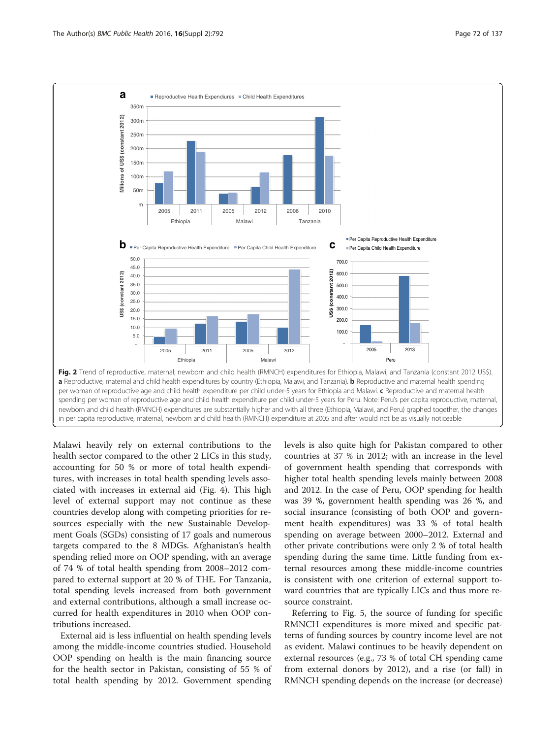**Fig. 2** Trend of reproductive, maternal, newborn and child health (RMNCH) expenditures for Ethiopia, Malawi, and Tanzania (constant 2012 US$). **a** Reproductive, maternal and child health expenditures by country (Ethiopia, Malawi, and Tanzania). **b** Reproductive and maternal health spending per woman of reproductive age and child health expenditure per child under-5 years for Ethiopia and Malawi. **c** Reproductive and maternal health spending per woman of reproductive age and child health expenditure per child under-5 years for Peru. Note: Peru's per capita reproductive, maternal, newborn and child health (RMNCH) expenditures are substantially higher and with all three (Ethiopia, Malawi, and Peru) graphed together, the changes in per capita reproductive, maternal, newborn and child health (RMNCH) expenditure at 2005 and after would not be as visually noticeable

Malawi heavily rely on external contributions to the health sector compared to the other 2 LICs in this study, accounting for 50 % or more of total health expenditures, with increases in total health spending levels associated with increases in external aid (Fig. 4). This high level of external support may not continue as these countries develop along with competing priorities for resources especially with the new Sustainable Development Goals (SDGs) consisting of 17 goals and numerous targets compared to the 8 MDGs. Afghanistan's health spending relied more on OOP spending, with an average of 74 % of total health spending from 2008–2012 compared to external support at 20 % of THE. For Tanzania, total spending levels increased from both government and external contributions, although a small increase occurred for health expenditures in 2010 when OOP contributions increased.

External aid is less influential on health spending levels among the middle-income countries studied. Household OOP spending on health is the main financing source for the health sector in Pakistan, consisting of 55 % of total health spending by 2012. Government spending levels is also quite high for Pakistan compared to other countries at 37 % in 2012; with an increase in the level of government health spending that corresponds with higher total health spending levels mainly between 2008 and 2012. In the case of Peru, OOP spending for health was 39 %, government health spending was 26 %, and social insurance (consisting of both OOP and government health expenditures) was 33 % of total health spending on average between 2000–2012. External and other private contributions were only 2 % of total health spending during the same time. Little funding from external resources among these middle-income countries is consistent with one criterion of external support toward countries that are typically LICs and thus more resource constraint.

Referring to Fig. 5, the source of funding for specific RMNCH expenditures is more mixed and specific patterns of funding sources by country income level are not as evident. Malawi continues to be heavily dependent on external resources (e.g., 73 % of total CH spending came from external donors by 2012), and a rise (or fall) in RMNCH spending depends on the increase (or decrease)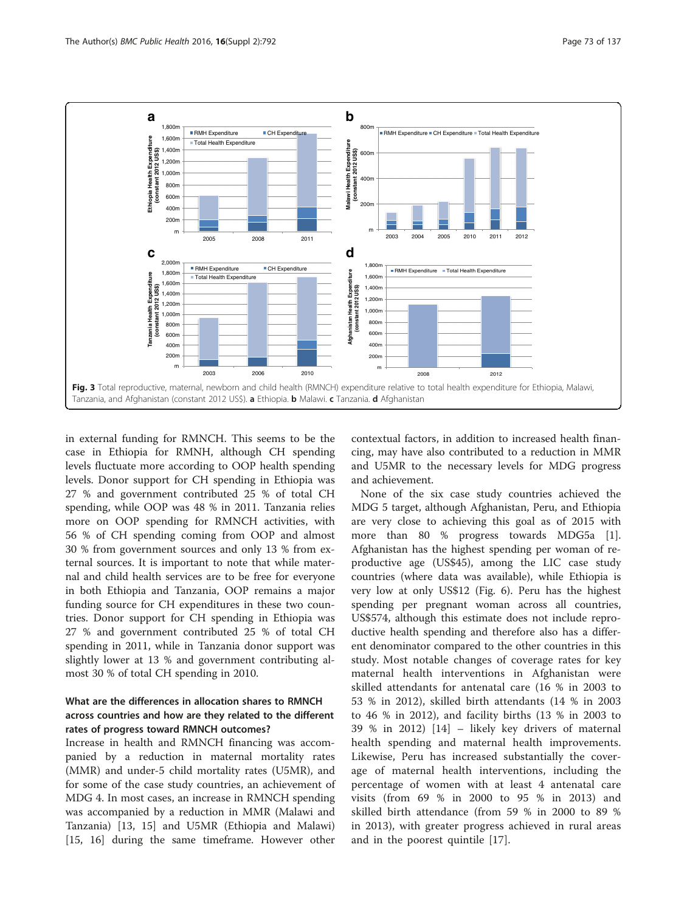Fig. 3 Total reproductive, maternal, newborn and child health (RMNCH) expenditure relative to total health expenditure for Ethiopia, Malawi, Tanzania, and Afghanistan (constant 2012 US$). **a** Ethiopia. **b** Malawi. **c** Tanzania. **d** Afghanistan

in external funding for RMNCH. This seems to be the case in Ethiopia for RMNH, although CH spending levels fluctuate more according to OOP health spending levels. Donor support for CH spending in Ethiopia was 27 % and government contributed 25 % of total CH spending, while OOP was 48 % in 2011. Tanzania relies more on OOP spending for RMNCH activities, with 56 % of CH spending coming from OOP and almost 30 % from government sources and only 13 % from external sources. It is important to note that while maternal and child health services are to be free for everyone in both Ethiopia and Tanzania, OOP remains a major funding source for CH expenditures in these two countries. Donor support for CH spending in Ethiopia was 27 % and government contributed 25 % of total CH spending in 2011, while in Tanzania donor support was slightly lower at 13 % and government contributing almost 30 % of total CH spending in 2010.

### What are the differences in allocation shares to RMNCH across countries and how are they related to the different rates of progress toward RMNCH outcomes?

Increase in health and RMNCH financing was accompanied by a reduction in maternal mortality rates (MMR) and under-5 child mortality rates (U5MR), and for some of the case study countries, an achievement of MDG 4. In most cases, an increase in RMNCH spending was accompanied by a reduction in MMR (Malawi and Tanzania) [13, 15] and U5MR (Ethiopia and Malawi) [15, 16] during the same timeframe. However other contextual factors, in addition to increased health financing, may have also contributed to a reduction in MMR and U5MR to the necessary levels for MDG progress and achievement.

None of the six case study countries achieved the MDG 5 target, although Afghanistan, Peru, and Ethiopia are very close to achieving this goal as of 2015 with more than 80 % progress towards MDG5a [1]. Afghanistan has the highest spending per woman of reproductive age (US$45), among the LIC case study countries (where data was available), while Ethiopia is very low at only US$12 (Fig. 6). Peru has the highest spending per pregnant woman across all countries, US$574, although this estimate does not include reproductive health spending and therefore also has a different denominator compared to the other countries in this study. Most notable changes of coverage rates for key maternal health interventions in Afghanistan were skilled attendants for antenatal care (16 % in 2003 to 53 % in 2012), skilled birth attendants (14 % in 2003 to 46 % in 2012), and facility births (13 % in 2003 to 39 % in 2012) [14] – likely key drivers of maternal health spending and maternal health improvements. Likewise, Peru has increased substantially the coverage of maternal health interventions, including the percentage of women with at least 4 antenatal care visits (from 69 % in 2000 to 95 % in 2013) and skilled birth attendance (from 59 % in 2000 to 89 % in 2013), with greater progress achieved in rural areas and in the poorest quintile [17].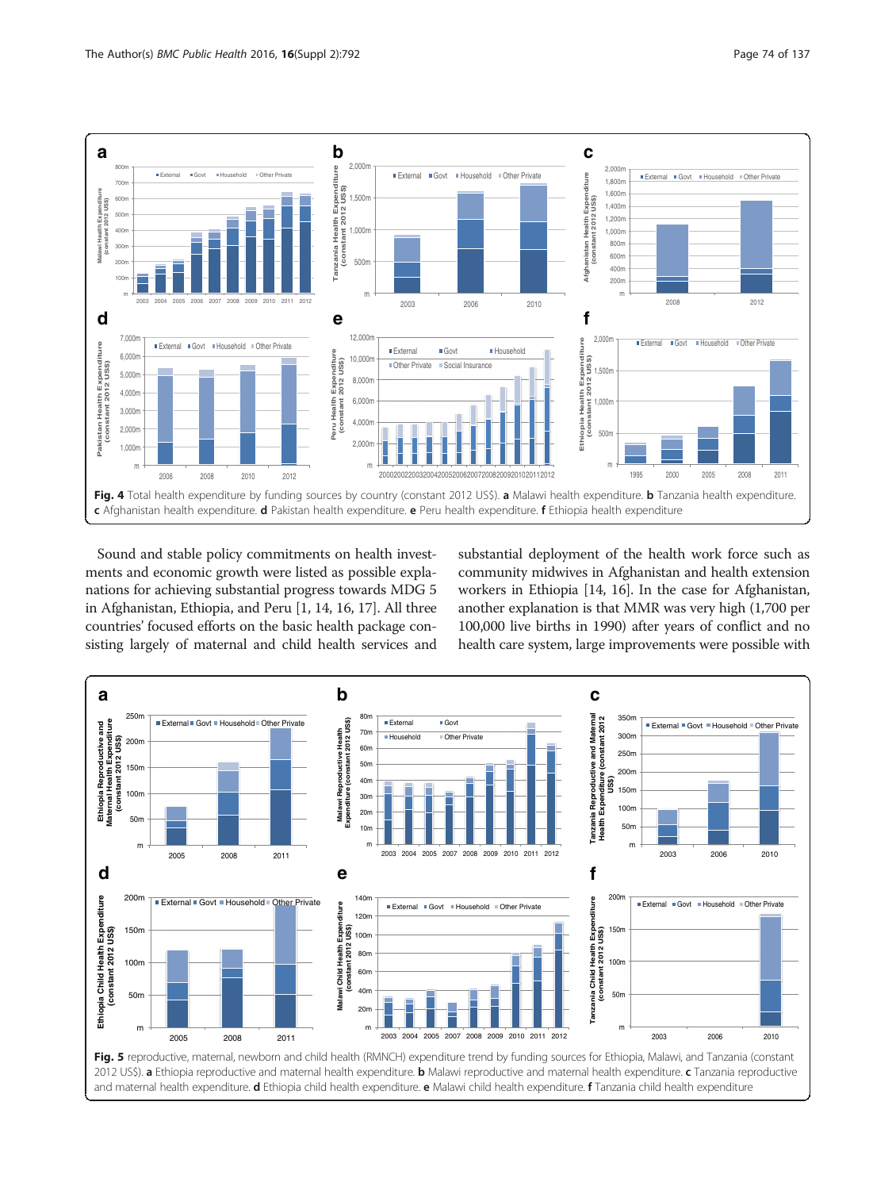**Fig. 4** Total health expenditure by funding sources by country (constant 2012 US$). **a** Malawi health expenditure. **b** Tanzania health expenditure. **c** Afghanistan health expenditure. **d** Pakistan health expenditure. **e** Peru health expenditure. **f** Ethiopia health expenditure

Sound and stable policy commitments on health investments and economic growth were listed as possible explanations for achieving substantial progress towards MDG 5 in Afghanistan, Ethiopia, and Peru [1, 14, 16, 17]. All three countries' focused efforts on the basic health package consisting largely of maternal and child health services and substantial deployment of the health work force such as community midwives in Afghanistan and health extension workers in Ethiopia [14, 16]. In the case for Afghanistan, another explanation is that MMR was very high (1,700 per 100,000 live births in 1990) after years of conflict and no health care system, large improvements were possible with

**Fig. 5** reproductive, maternal, newborn and child health (RMNCH) expenditure trend by funding sources for Ethiopia, Malawi, and Tanzania (constant 2012 US$). **a** Ethiopia reproductive and maternal health expenditure. **b** Malawi reproductive and maternal health expenditure. **c** Tanzania reproductive and maternal health expenditure. **d** Ethiopia child health expenditure. **e** Malawi child health expenditure. **f** Tanzania child health expenditure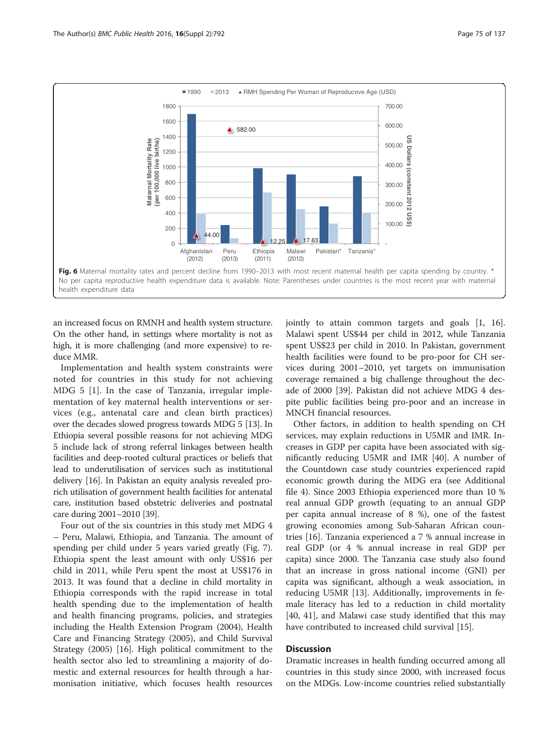**Fig. 6** Maternal mortality rates and percent decline from 1990–2013 with most recent maternal health per capita spending by country. * No per capita reproductive health expenditure data is available. Note: Parentheses under countries is the most recent year with maternal health expenditure data

an increased focus on RMNH and health system structure. On the other hand, in settings where mortality is not as high, it is more challenging (and more expensive) to reduce MMR.

Implementation and health system constraints were noted for countries in this study for not achieving MDG 5 [1]. In the case of Tanzania, irregular implementation of key maternal health interventions or services (e.g., antenatal care and clean birth practices) over the decades slowed progress towards MDG 5 [13]. In Ethiopia several possible reasons for not achieving MDG 5 include lack of strong referral linkages between health facilities and deep-rooted cultural practices or beliefs that lead to underutilisation of services such as institutional delivery [16]. In Pakistan an equity analysis revealed pro-rich utilisation of government health facilities for antenatal care, institution based obstetric deliveries and postnatal care during 2001–2010 [39].

Four out of the six countries in this study met MDG 4 – Peru, Malawi, Ethiopia, and Tanzania. The amount of spending per child under 5 years varied greatly (Fig. 7). Ethiopia spent the least amount with only US$16 per child in 2011, while Peru spent the most at US$176 in 2013. It was found that a decline in child mortality in Ethiopia corresponds with the rapid increase in total health spending due to the implementation of health and health financing programs, policies, and strategies including the Health Extension Program (2004), Health Care and Financing Strategy (2005), and Child Survival Strategy (2005) [16]. High political commitment to the health sector also led to streamlining a majority of domestic and external resources for health through a harmonisation initiative, which focuses health resources jointly to attain common targets and goals [1, 16]. Malawi spent US$44 per child in 2012, while Tanzania spent US$23 per child in 2010. In Pakistan, government health facilities were found to be pro-poor for CH services during 2001–2010, yet targets on immunisation coverage remained a big challenge throughout the decade of 2000 [39]. Pakistan did not achieve MDG 4 despite public facilities being pro-poor and an increase in MNCH financial resources.

Other factors, in addition to health spending on CH services, may explain reductions in U5MR and IMR. Increases in GDP per capita have been associated with significantly reducing U5MR and IMR [40]. A number of the Countdown case study countries experienced rapid economic growth during the MDG era (see Additional file 4). Since 2003 Ethiopia experienced more than 10 % real annual GDP growth (equating to an annual GDP per capita annual increase of 8 %), one of the fastest growing economies among Sub-Saharan African countries [16]. Tanzania experienced a 7 % annual increase in real GDP (or 4 % annual increase in real GDP per capita) since 2000. The Tanzania case study also found that an increase in gross national income (GNI) per capita was significant, although a weak association, in reducing U5MR [13]. Additionally, improvements in female literacy has led to a reduction in child mortality [40, 41], and Malawi case study identified that this may have contributed to increased child survival [15].

## Discussion

Dramatic increases in health funding occurred among all countries in this study since 2000, with increased focus on the MDGs. Low-income countries relied substantially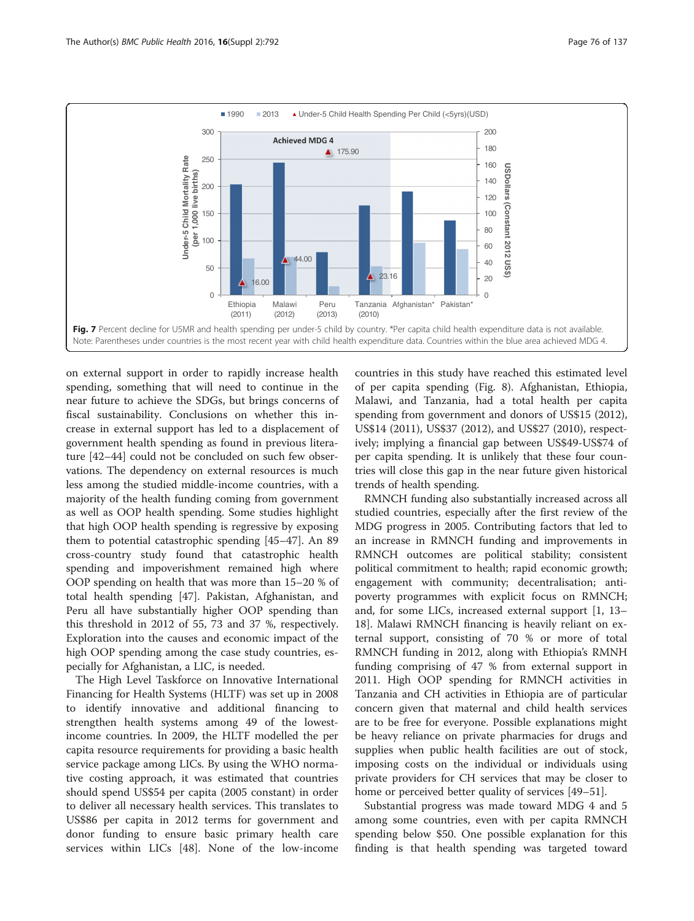**Fig. 7** Percent decline for U5MR and health spending per under-5 child by country. *Per capita child health expenditure data is not available. Note: Parentheses under countries is the most recent year with child health expenditure data. Countries within the blue area achieved MDG 4.

on external support in order to rapidly increase health spending, something that will need to continue in the near future to achieve the SDGs, but brings concerns of fiscal sustainability. Conclusions on whether this increase in external support has led to a displacement of government health spending as found in previous literature [42–44] could not be concluded on such few observations. The dependency on external resources is much less among the studied middle-income countries, with a majority of the health funding coming from government as well as OOP health spending. Some studies highlight that high OOP health spending is regressive by exposing them to potential catastrophic spending [45–47]. An 89 cross-country study found that catastrophic health spending and impoverishment remained high where OOP spending on health that was more than 15–20 % of total health spending [47]. Pakistan, Afghanistan, and Peru all have substantially higher OOP spending than this threshold in 2012 of 55, 73 and 37 %, respectively. Exploration into the causes and economic impact of the high OOP spending among the case study countries, especially for Afghanistan, a LIC, is needed.

The High Level Taskforce on Innovative International Financing for Health Systems (HLTF) was set up in 2008 to identify innovative and additional financing to strengthen health systems among 49 of the lowest-income countries. In 2009, the HLTF modelled the per capita resource requirements for providing a basic health service package among LICs. By using the WHO normative costing approach, it was estimated that countries should spend US$54 per capita (2005 constant) in order to deliver all necessary health services. This translates to US$86 per capita in 2012 terms for government and donor funding to ensure basic primary health care services within LICs [48]. None of the low-income countries in this study have reached this estimated level of per capita spending (Fig. 8). Afghanistan, Ethiopia, Malawi, and Tanzania, had a total health per capita spending from government and donors of US$15 (2012), US$14 (2011), US$37 (2012), and US$27 (2010), respectively; implying a financial gap between US$49-US$74 of per capita spending. It is unlikely that these four countries will close this gap in the near future given historical trends of health spending.

RMNCH funding also substantially increased across all studied countries, especially after the first review of the MDG progress in 2005. Contributing factors that led to an increase in RMNCH funding and improvements in RMNCH outcomes are political stability; consistent political commitment to health; rapid economic growth; engagement with community; decentralisation; anti-poverty programmes with explicit focus on RMNCH; and, for some LICs, increased external support [1, 13–18]. Malawi RMNCH financing is heavily reliant on external support, consisting of 70 % or more of total RMNCH funding in 2012, along with Ethiopia's RMNH funding comprising of 47 % from external support in 2011. High OOP spending for RMNCH activities in Tanzania and CH activities in Ethiopia are of particular concern given that maternal and child health services are to be free for everyone. Possible explanations might be heavy reliance on private pharmacies for drugs and supplies when public health facilities are out of stock, imposing costs on the individual or individuals using private providers for CH services that may be closer to home or perceived better quality of services [49–51].

Substantial progress was made toward MDG 4 and 5 among some countries, even with per capita RMNCH spending below $50. One possible explanation for this finding is that health spending was targeted toward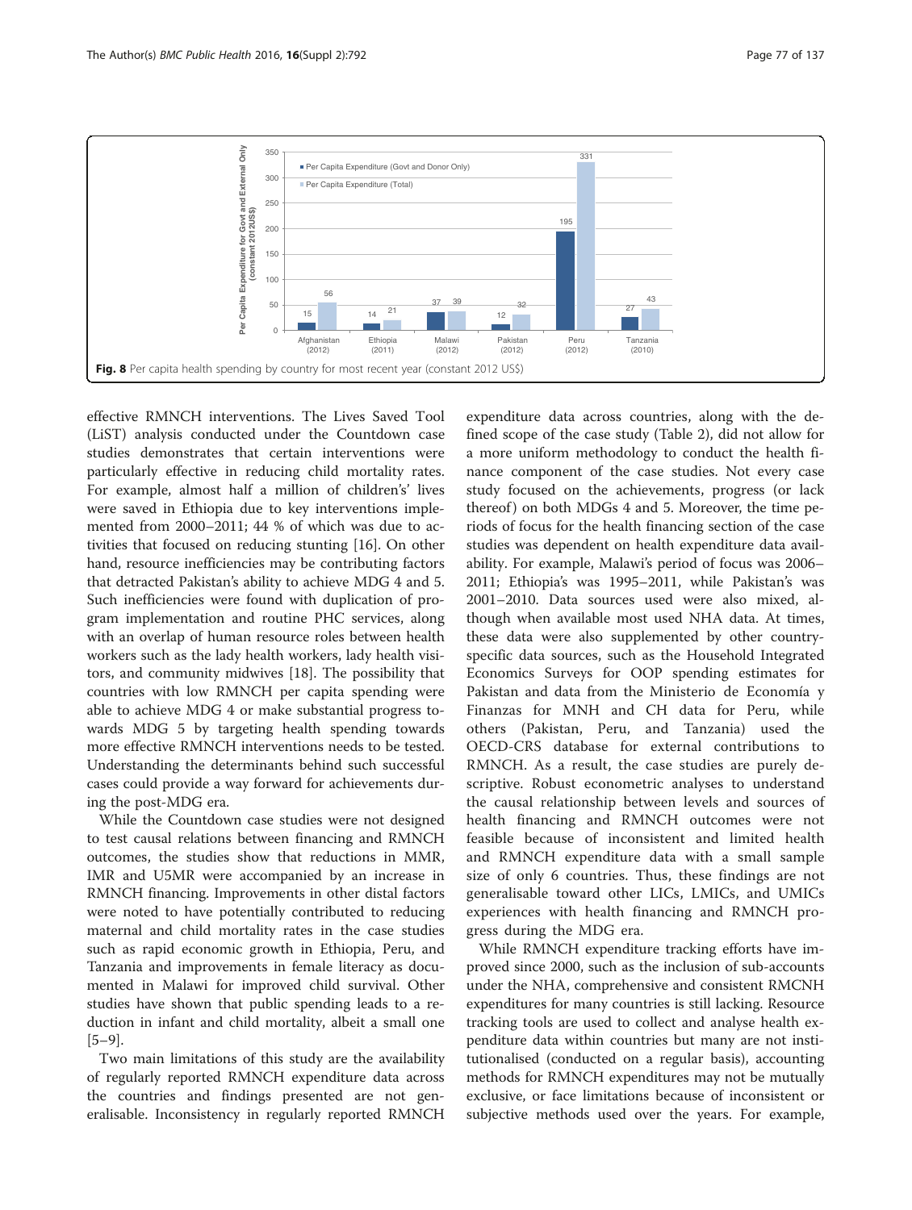Fig. 8 Per capita health spending by country for most recent year (constant 2012 US$)

effective RMNCH interventions. The Lives Saved Tool (LiST) analysis conducted under the Countdown case studies demonstrates that certain interventions were particularly effective in reducing child mortality rates. For example, almost half a million of children's' lives were saved in Ethiopia due to key interventions implemented from 2000–2011; 44 % of which was due to activities that focused on reducing stunting [16]. On other hand, resource inefficiencies may be contributing factors that detracted Pakistan's ability to achieve MDG 4 and 5. Such inefficiencies were found with duplication of program implementation and routine PHC services, along with an overlap of human resource roles between health workers such as the lady health workers, lady health visitors, and community midwives [18]. The possibility that countries with low RMNCH per capita spending were able to achieve MDG 4 or make substantial progress towards MDG 5 by targeting health spending towards more effective RMNCH interventions needs to be tested. Understanding the determinants behind such successful cases could provide a way forward for achievements during the post-MDG era.

While the Countdown case studies were not designed to test causal relations between financing and RMNCH outcomes, the studies show that reductions in MMR, IMR and U5MR were accompanied by an increase in RMNCH financing. Improvements in other distal factors were noted to have potentially contributed to reducing maternal and child mortality rates in the case studies such as rapid economic growth in Ethiopia, Peru, and Tanzania and improvements in female literacy as documented in Malawi for improved child survival. Other studies have shown that public spending leads to a reduction in infant and child mortality, albeit a small one [5–9].

Two main limitations of this study are the availability of regularly reported RMNCH expenditure data across the countries and findings presented are not generalisable. Inconsistency in regularly reported RMNCH expenditure data across countries, along with the defined scope of the case study (Table 2), did not allow for a more uniform methodology to conduct the health finance component of the case studies. Not every case study focused on the achievements, progress (or lack thereof) on both MDGs 4 and 5. Moreover, the time periods of focus for the health financing section of the case studies was dependent on health expenditure data availability. For example, Malawi's period of focus was 2006–2011; Ethiopia's was 1995–2011, while Pakistan's was 2001–2010. Data sources used were also mixed, although when available most used NHA data. At times, these data were also supplemented by other country-specific data sources, such as the Household Integrated Economics Surveys for OOP spending estimates for Pakistan and data from the Ministerio de Economía y Finanzas for MNH and CH data for Peru, while others (Pakistan, Peru, and Tanzania) used the OECD-CRS database for external contributions to RMNCH. As a result, the case studies are purely descriptive. Robust econometric analyses to understand the causal relationship between levels and sources of health financing and RMNCH outcomes were not feasible because of inconsistent and limited health and RMNCH expenditure data with a small sample size of only 6 countries. Thus, these findings are not generalisable toward other LICs, LMICs, and UMICs experiences with health financing and RMNCH progress during the MDG era.

While RMNCH expenditure tracking efforts have improved since 2000, such as the inclusion of sub-accounts under the NHA, comprehensive and consistent RMCNH expenditures for many countries is still lacking. Resource tracking tools are used to collect and analyse health expenditure data within countries but many are not institutionalised (conducted on a regular basis), accounting methods for RMNCH expenditures may not be mutually exclusive, or face limitations because of inconsistent or subjective methods used over the years. For example,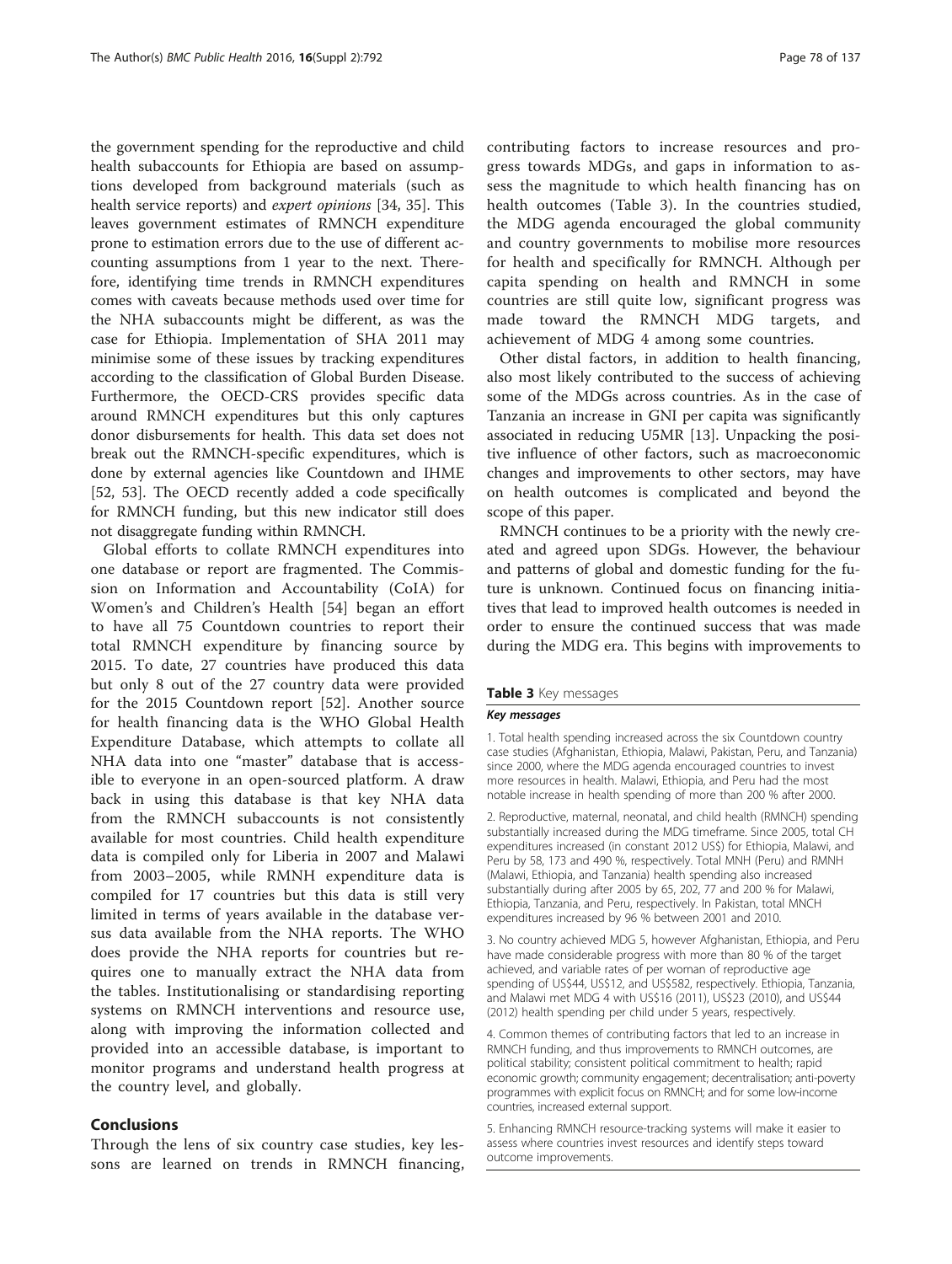the government spending for the reproductive and child health subaccounts for Ethiopia are based on assumptions developed from background materials (such as health service reports) and *expert opinions* [34, 35]. This leaves government estimates of RMNCH expenditure prone to estimation errors due to the use of different accounting assumptions from 1 year to the next. Therefore, identifying time trends in RMNCH expenditures comes with caveats because methods used over time for the NHA subaccounts might be different, as was the case for Ethiopia. Implementation of SHA 2011 may minimise some of these issues by tracking expenditures according to the classification of Global Burden Disease. Furthermore, the OECD-CRS provides specific data around RMNCH expenditures but this only captures donor disbursements for health. This data set does not break out the RMNCH-specific expenditures, which is done by external agencies like Countdown and IHME [52, 53]. The OECD recently added a code specifically for RMNCH funding, but this new indicator still does not disaggregate funding within RMNCH.

Global efforts to collate RMNCH expenditures into one database or report are fragmented. The Commission on Information and Accountability (CoIA) for Women's and Children's Health [54] began an effort to have all 75 Countdown countries to report their total RMNCH expenditure by financing source by 2015. To date, 27 countries have produced this data but only 8 out of the 27 country data were provided for the 2015 Countdown report [52]. Another source for health financing data is the WHO Global Health Expenditure Database, which attempts to collate all NHA data into one "master" database that is accessible to everyone in an open-sourced platform. A draw back in using this database is that key NHA data from the RMNCH subaccounts is not consistently available for most countries. Child health expenditure data is compiled only for Liberia in 2007 and Malawi from 2003–2005, while RMNH expenditure data is compiled for 17 countries but this data is still very limited in terms of years available in the database versus data available from the NHA reports. The WHO does provide the NHA reports for countries but requires one to manually extract the NHA data from the tables. Institutionalising or standardising reporting systems on RMNCH interventions and resource use, along with improving the information collected and provided into an accessible database, is important to monitor programs and understand health progress at the country level, and globally.

## Conclusions

Through the lens of six country case studies, key lessons are learned on trends in RMNCH financing, contributing factors to increase resources and progress towards MDGs, and gaps in information to assess the magnitude to which health financing has on health outcomes (Table 3). In the countries studied, the MDG agenda encouraged the global community and country governments to mobilise more resources for health and specifically for RMNCH. Although per capita spending on health and RMNCH in some countries are still quite low, significant progress was made toward the RMNCH MDG targets, and achievement of MDG 4 among some countries.

Other distal factors, in addition to health financing, also most likely contributed to the success of achieving some of the MDGs across countries. As in the case of Tanzania an increase in GNI per capita was significantly associated in reducing U5MR [13]. Unpacking the positive influence of other factors, such as macroeconomic changes and improvements to other sectors, may have on health outcomes is complicated and beyond the scope of this paper.

RMNCH continues to be a priority with the newly created and agreed upon SDGs. However, the behaviour and patterns of global and domestic funding for the future is unknown. Continued focus on financing initiatives that lead to improved health outcomes is needed in order to ensure the continued success that was made during the MDG era. This begins with improvements to

**Table 3** Key messages

| ***Key messages*** |
|---|
| 1. Total health spending increased across the six Countdown country case studies (Afghanistan, Ethiopia, Malawi, Pakistan, Peru, and Tanzania) since 2000, where the MDG agenda encouraged countries to invest more resources in health. Malawi, Ethiopia, and Peru had the most notable increase in health spending of more than 200 % after 2000. |
| 2. Reproductive, maternal, neonatal, and child health (RMNCH) spending substantially increased during the MDG timeframe. Since 2005, total CH expenditures increased (in constant 2012 US$) for Ethiopia, Malawi, and Peru by 58, 173 and 490 %, respectively. Total MNH (Peru) and RMNH (Malawi, Ethiopia, and Tanzania) health spending also increased substantially during after 2005 by 65, 202, 77 and 200 % for Malawi, Ethiopia, Tanzania, and Peru, respectively. In Pakistan, total MNCH expenditures increased by 96 % between 2001 and 2010. |
| 3. No country achieved MDG 5, however Afghanistan, Ethiopia, and Peru have made considerable progress with more than 80 % of the target achieved, and variable rates of per woman of reproductive age spending of US$44, US$12, and US$582, respectively. Ethiopia, Tanzania, and Malawi met MDG 4 with US$16 (2011), US$23 (2010), and US$44 (2012) health spending per child under 5 years, respectively. |
| 4. Common themes of contributing factors that led to an increase in RMNCH funding, and thus improvements to RMNCH outcomes, are political stability; consistent political commitment to health; rapid economic growth; community engagement; decentralisation; anti-poverty programmes with explicit focus on RMNCH; and for some low-income countries, increased external support. |
| 5. Enhancing RMNCH resource-tracking systems will make it easier to assess where countries invest resources and identify steps toward outcome improvements. |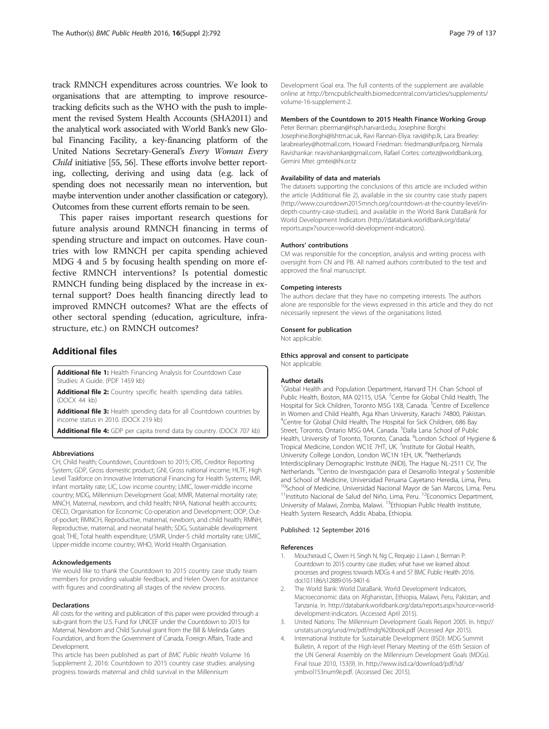track RMNCH expenditures across countries. We look to organisations that are attempting to improve resource-tracking deficits such as the WHO with the push to implement the revised System Health Accounts (SHA2011) and the analytical work associated with World Bank's new Global Financing Facility, a key-financing platform of the United Nations Secretary-General's *Every Woman Every Child* initiative [55, 56]. These efforts involve better reporting, collecting, deriving and using data (e.g. lack of spending does not necessarily mean no intervention, but maybe intervention under another classification or category). Outcomes from these current efforts remain to be seen.

This paper raises important research questions for future analysis around RMNCH financing in terms of spending structure and impact on outcomes. Have countries with low RMNCH per capita spending achieved MDG 4 and 5 by focusing health spending on more effective RMNCH interventions? Is potential domestic RMNCH funding being displaced by the increase in external support? Does health financing directly lead to improved RMNCH outcomes? What are the effects of other sectoral spending (education, agriculture, infrastructure, etc.) on RMNCH outcomes?

## Additional files

**Additional file 1:** Health Financing Analysis for Countdown Case Studies: A Guide. (PDF 1459 kb)

**Additional file 2:** Country specific health spending data tables. (DOCX 44 kb)

**Additional file 3:** Health spending data for all Countdown countries by income status in 2010. (DOCX 219 kb)

**Additional file 4:** GDP per capita trend data by country. (DOCX 707 kb)

#### Abbreviations

CH, Child health; Countdown, Countdown to 2015; CRS, Creditor Reporting System; GDP, Gross domestic product; GNI, Gross national income; HLTF, High Level Taskforce on Innovative International Financing for Health Systems; IMR, Infant mortality rate; LIC, Low income country; LMIC, lower-middle income country; MDG, Millennium Development Goal; MMR, Maternal mortality rate; MNCH, Maternal, newborn, and child health; NHA, National health accounts; OECD, Organisation for Economic Co-operation and Development; OOP, Out-of-pocket; RMNCH, Reproductive, maternal, newborn, and child health; RMNH, Reproductive, maternal, and neonatal health; SDG, Sustainable development goal; THE, Total health expenditure; U5MR, Under-5 child mortality rate; UMIC, Upper-middle income country; WHO, World Health Organisation.

#### Acknowledgements

We would like to thank the Countdown to 2015 country case study team members for providing valuable feedback, and Helen Owen for assistance with figures and coordinating all stages of the review process.

#### Declarations

All costs for the writing and publication of this paper were provided through a sub-grant from the U.S. Fund for UNICEF under the Countdown to 2015 for Maternal, Newborn and Child Survival grant from the Bill & Melinda Gates Foundation, and from the Government of Canada, Foreign Affairs, Trade and Development.

This article has been published as part of *BMC Public Health* Volume 16 Supplement 2, 2016: Countdown to 2015 country case studies: analysing progress towards maternal and child survival in the Millennium Development Goal era. The full contents of the supplement are available online at http://bmcpublichealth.biomedcentral.com/articles/supplements/volume-16-supplement-2.

#### Members of the Countdown to 2015 Health Finance Working Group

Peter Berman: pberman@hsph.harvard.edu, Josephine Borghi: Josephine.Borghi@lshtm.ac.uk, Ravi Rannan-Eliya: ravi@ihp.lk, Lara Brearley: larabrearley@hotmail.com, Howard Friedman: friedman@unfpa.org, Nirmala Ravishankar: nravishankar@gmail.com, Rafael Cortes: cortez@worldbank.org, Gemini Mtei: gmtei@ihi.or.tz

#### Availability of data and materials

The datasets supporting the conclusions of this article are included within the article (Additional file 2), available in the six country case study papers (http://www.countdown2015mnch.org/countdown-at-the-country-level/in-depth-country-case-studies), and available in the World Bank DataBank for World Development Indicators (http://databank.worldbank.org/data/reports.aspx?source=world-development-indicators).

#### Authors' contributions

CM was responsible for the conception, analysis and writing process with oversight from CN and PB. All named authors contributed to the text and approved the final manuscript.

#### Competing interests

The authors declare that they have no competing interests. The authors alone are responsible for the views expressed in this article and they do not necessarily represent the views of the organisations listed.

#### Consent for publication

Not applicable.

#### Ethics approval and consent to participate

Not applicable.

#### Author details

[1]Global Health and Population Department, Harvard T.H. Chan School of Public Health, Boston, MA 02115, USA. [2]Centre for Global Child Health, The Hospital for Sick Children, Toronto M5G 1X8, Canada. [3]Centre of Excellence in Women and Child Health, Aga Khan University, Karachi 74800, Pakistan. [4]Centre for Global Child Health, The Hospital for Sick Children, 686 Bay Street, Toronto, Ontario M5G 0A4, Canada. [5]Dalla Lana School of Public Health, University of Toronto, Toronto, Canada. [6]London School of Hygiene & Tropical Medicine, London WC1E 7HT, UK. [7]Institute for Global Health, University College London, London WC1N 1EH, UK. [8]Netherlands Interdisciplinary Demographic Institute (NIDI), The Hague NL-2511 CV, The Netherlands. [9]Centro de Investigación para el Desarrollo Integral y Sostenible and School of Medicine, Universidad Peruana Cayetano Heredia, Lima, Peru. [10]School of Medicine, Universidad Nacional Mayor de San Marcos, Lima, Peru. [11]Instituto Nacional de Salud del Niño, Lima, Peru. [12]Economics Department, University of Malawi, Zomba, Malawi. [13]Ethiopian Public Health Institute, Health System Research, Addis Ababa, Ethiopia.

Published: 12 September 2016

#### References

1. Moucheraud C, Owen H, Singh N, Ng C, Requejo J, Lawn J, Berman P: Countdown to 2015 country case studies: what have we learned about processes and progress towards MDGs 4 and 5? BMC Public Health 2016. doi:10.1186/s12889-016-3401-6
2. The World Bank: World DataBank. World Development Indicators, Macroeconomic data on Afghanistan, Ethiopia, Malawi, Peru, Pakistan, and Tanzania. In. http://databank.worldbank.org/data/reports.aspx?source=world-development-indicators. (Accessed April 2015).
3. United Nations: The Millennium Development Goals Report 2005. In. http://unstats.un.org/unsd/mi/pdf/mdg%20book.pdf (Accessed Apr 2015).
4. International Institute for Sustainable Development (IISD): MDG Summit Bulletin, A report of the High-level Plenary Meeting of the 65th Session of the UN General Assembly on the Millennium Development Goals (MDGs). Final Issue 2010, 153(9). In. http://www.iisd.ca/download/pdf/sd/ymbvol153num9e.pdf. (Accessed Dec 2015).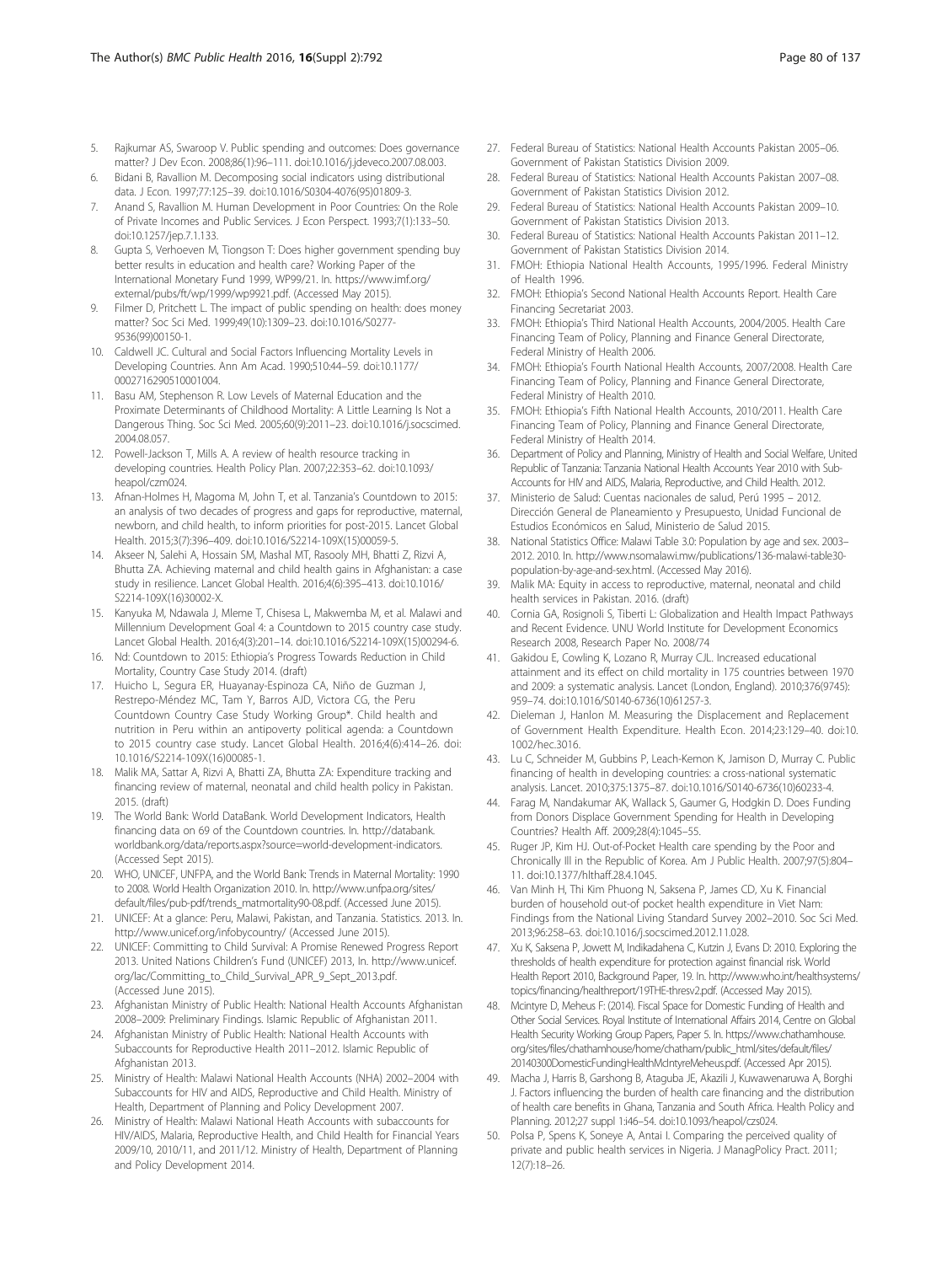5. Rajkumar AS, Swaroop V. Public spending and outcomes: Does governance matter? J Dev Econ. 2008;86(1):96–111. doi:10.1016/j.jdeveco.2007.08.003.
6. Bidani B, Ravallion M. Decomposing social indicators using distributional data. J Econ. 1997;77:125–39. doi:10.1016/S0304-4076(95)01809-3.
7. Anand S, Ravallion M. Human Development in Poor Countries: On the Role of Private Incomes and Public Services. J Econ Perspect. 1993;7(1):133–50. doi:10.1257/jep.7.1.133.
8. Gupta S, Verhoeven M, Tiongson T: Does higher government spending buy better results in education and health care? Working Paper of the International Monetary Fund 1999, WP99/21. In. https://www.imf.org/external/pubs/ft/wp/1999/wp9921.pdf. (Accessed May 2015).
9. Filmer D, Pritchett L. The impact of public spending on health: does money matter? Soc Sci Med. 1999;49(10):1309–23. doi:10.1016/S0277-9536(99)00150-1.
10. Caldwell JC. Cultural and Social Factors Influencing Mortality Levels in Developing Countries. Ann Am Acad. 1990;510:44–59. doi:10.1177/0002716290510001004.
11. Basu AM, Stephenson R. Low Levels of Maternal Education and the Proximate Determinants of Childhood Mortality: A Little Learning Is Not a Dangerous Thing. Soc Sci Med. 2005;60(9):2011–23. doi:10.1016/j.socscimed.2004.08.057.
12. Powell-Jackson T, Mills A. A review of health resource tracking in developing countries. Health Policy Plan. 2007;22:353–62. doi:10.1093/heapol/czm024.
13. Afnan-Holmes H, Magoma M, John T, et al. Tanzania's Countdown to 2015: an analysis of two decades of progress and gaps for reproductive, maternal, newborn, and child health, to inform priorities for post-2015. Lancet Global Health. 2015;3(7):396–409. doi:10.1016/S2214-109X(15)00059-5.
14. Akseer N, Salehi A, Hossain SM, Mashal MT, Rasooly MH, Bhatti Z, Rizvi A, Bhutta ZA. Achieving maternal and child health gains in Afghanistan: a case study in resilience. Lancet Global Health. 2016;4(6):395–413. doi:10.1016/S2214-109X(16)30002-X.
15. Kanyuka M, Ndawala J, Mleme T, Chisesa L, Makwemba M, et al. Malawi and Millennium Development Goal 4: a Countdown to 2015 country case study. Lancet Global Health. 2016;4(3):201–14. doi:10.1016/S2214-109X(15)00294-6.
16. Nd: Countdown to 2015: Ethiopia's Progress Towards Reduction in Child Mortality, Country Case Study 2014. (draft)
17. Huicho L, Segura ER, Huayanay-Espinoza CA, Niño de Guzman J, Restrepo-Méndez MC, Tam Y, Barros AJD, Victora CG, the Peru Countdown Country Case Study Working Group*. Child health and nutrition in Peru within an antipoverty political agenda: a Countdown to 2015 country case study. Lancet Global Health. 2016;4(6):414–26. doi:10.1016/S2214-109X(16)00085-1.
18. Malik MA, Sattar A, Rizvi A, Bhatti ZA, Bhutta ZA: Expenditure tracking and financing review of maternal, neonatal and child health policy in Pakistan. 2015. (draft)
19. The World Bank: World DataBank. World Development Indicators, Health financing data on 69 of the Countdown countries. In. http://databank.worldbank.org/data/reports.aspx?source=world-development-indicators. (Accessed Sept 2015).
20. WHO, UNICEF, UNFPA, and the World Bank: Trends in Maternal Mortality: 1990 to 2008. World Health Organization 2010. In. http://www.unfpa.org/sites/default/files/pub-pdf/trends_matmortality90-08.pdf. (Accessed June 2015).
21. UNICEF: At a glance: Peru, Malawi, Pakistan, and Tanzania. Statistics. 2013. In. http://www.unicef.org/infobycountry/ (Accessed June 2015).
22. UNICEF: Committing to Child Survival: A Promise Renewed Progress Report 2013. United Nations Children's Fund (UNICEF) 2013, In. http://www.unicef.org/lac/Committing_to_Child_Survival_APR_9_Sept_2013.pdf. (Accessed June 2015).
23. Afghanistan Ministry of Public Health: National Health Accounts Afghanistan 2008–2009: Preliminary Findings. Islamic Republic of Afghanistan 2011.
24. Afghanistan Ministry of Public Health: National Health Accounts with Subaccounts for Reproductive Health 2011–2012. Islamic Republic of Afghanistan 2013.
25. Ministry of Health: Malawi National Health Accounts (NHA) 2002–2004 with Subaccounts for HIV and AIDS, Reproductive and Child Health. Ministry of Health, Department of Planning and Policy Development 2007.
26. Ministry of Health: Malawi National Heath Accounts with subaccounts for HIV/AIDS, Malaria, Reproductive Health, and Child Health for Financial Years 2009/10, 2010/11, and 2011/12. Ministry of Health, Department of Planning and Policy Development 2014.
27. Federal Bureau of Statistics: National Health Accounts Pakistan 2005–06. Government of Pakistan Statistics Division 2009.
28. Federal Bureau of Statistics: National Health Accounts Pakistan 2007–08. Government of Pakistan Statistics Division 2012.
29. Federal Bureau of Statistics: National Health Accounts Pakistan 2009–10. Government of Pakistan Statistics Division 2013.
30. Federal Bureau of Statistics: National Health Accounts Pakistan 2011–12. Government of Pakistan Statistics Division 2014.
31. FMOH: Ethiopia National Health Accounts, 1995/1996. Federal Ministry of Health 1996.
32. FMOH: Ethiopia's Second National Health Accounts Report. Health Care Financing Secretariat 2003.
33. FMOH: Ethiopia's Third National Health Accounts, 2004/2005. Health Care Financing Team of Policy, Planning and Finance General Directorate, Federal Ministry of Health 2006.
34. FMOH: Ethiopia's Fourth National Health Accounts, 2007/2008. Health Care Financing Team of Policy, Planning and Finance General Directorate, Federal Ministry of Health 2010.
35. FMOH: Ethiopia's Fifth National Health Accounts, 2010/2011. Health Care Financing Team of Policy, Planning and Finance General Directorate, Federal Ministry of Health 2014.
36. Department of Policy and Planning, Ministry of Health and Social Welfare, United Republic of Tanzania: Tanzania National Health Accounts Year 2010 with Sub-Accounts for HIV and AIDS, Malaria, Reproductive, and Child Health. 2012.
37. Ministerio de Salud: Cuentas nacionales de salud, Perú 1995 – 2012. Dirección General de Planeamiento y Presupuesto, Unidad Funcional de Estudios Económicos en Salud, Ministerio de Salud 2015.
38. National Statistics Office: Malawi Table 3.0: Population by age and sex. 2003–2012. 2010. In. http://www.nsomalawi.mw/publications/136-malawi-table30-population-by-age-and-sex.html. (Accessed May 2016).
39. Malik MA: Equity in access to reproductive, maternal, neonatal and child health services in Pakistan. 2016. (draft)
40. Cornia GA, Rosignoli S, Tiberti L: Globalization and Health Impact Pathways and Recent Evidence. UNU World Institute for Development Economics Research 2008, Research Paper No. 2008/74
41. Gakidou E, Cowling K, Lozano R, Murray CJL. Increased educational attainment and its effect on child mortality in 175 countries between 1970 and 2009: a systematic analysis. Lancet (London, England). 2010;376(9745):959–74. doi:10.1016/S0140-6736(10)61257-3.
42. Dieleman J, Hanlon M. Measuring the Displacement and Replacement of Government Health Expenditure. Health Econ. 2014;23:129–40. doi:10.1002/hec.3016.
43. Lu C, Schneider M, Gubbins P, Leach-Kemon K, Jamison D, Murray C. Public financing of health in developing countries: a cross-national systematic analysis. Lancet. 2010;375:1375–87. doi:10.1016/S0140-6736(10)60233-4.
44. Farag M, Nandakumar AK, Wallack S, Gaumer G, Hodgkin D. Does Funding from Donors Displace Government Spending for Health in Developing Countries? Health Aff. 2009;28(4):1045–55.
45. Ruger JP, Kim HJ. Out-of-Pocket Health care spending by the Poor and Chronically Ill in the Republic of Korea. Am J Public Health. 2007;97(5):804–11. doi:10.1377/hlthaff.28.4.1045.
46. Van Minh H, Thi Kim Phuong N, Saksena P, James CD, Xu K. Financial burden of household out-of pocket health expenditure in Viet Nam: Findings from the National Living Standard Survey 2002–2010. Soc Sci Med. 2013;96:258–63. doi:10.1016/j.socscimed.2012.11.028.
47. Xu K, Saksena P, Jowett M, Indikadahena C, Kutzin J, Evans D: 2010. Exploring the thresholds of health expenditure for protection against financial risk. World Health Report 2010, Background Paper, 19. In. http://www.who.int/healthsystems/topics/financing/healthreport/19THE-thresv2.pdf. (Accessed May 2015).
48. Mcintyre D, Meheus F: (2014). Fiscal Space for Domestic Funding of Health and Other Social Services. Royal Institute of International Affairs 2014, Centre on Global Health Security Working Group Papers, Paper 5. In. https://www.chathamhouse.org/sites/files/chathamhouse/home/chatham/public_html/sites/default/files/20140300DomesticFundingHealthMcIntyreMeheus.pdf. (Accessed Apr 2015).
49. Macha J, Harris B, Garshong B, Ataguba JE, Akazili J, Kuwawenaruwa A, Borghi J. Factors influencing the burden of health care financing and the distribution of health care benefits in Ghana, Tanzania and South Africa. Health Policy and Planning. 2012;27 suppl 1:i46–54. doi:10.1093/heapol/czs024.
50. Polsa P, Spens K, Soneye A, Antai I. Comparing the perceived quality of private and public health services in Nigeria. J ManagPolicy Pract. 2011; 12(7):18–26.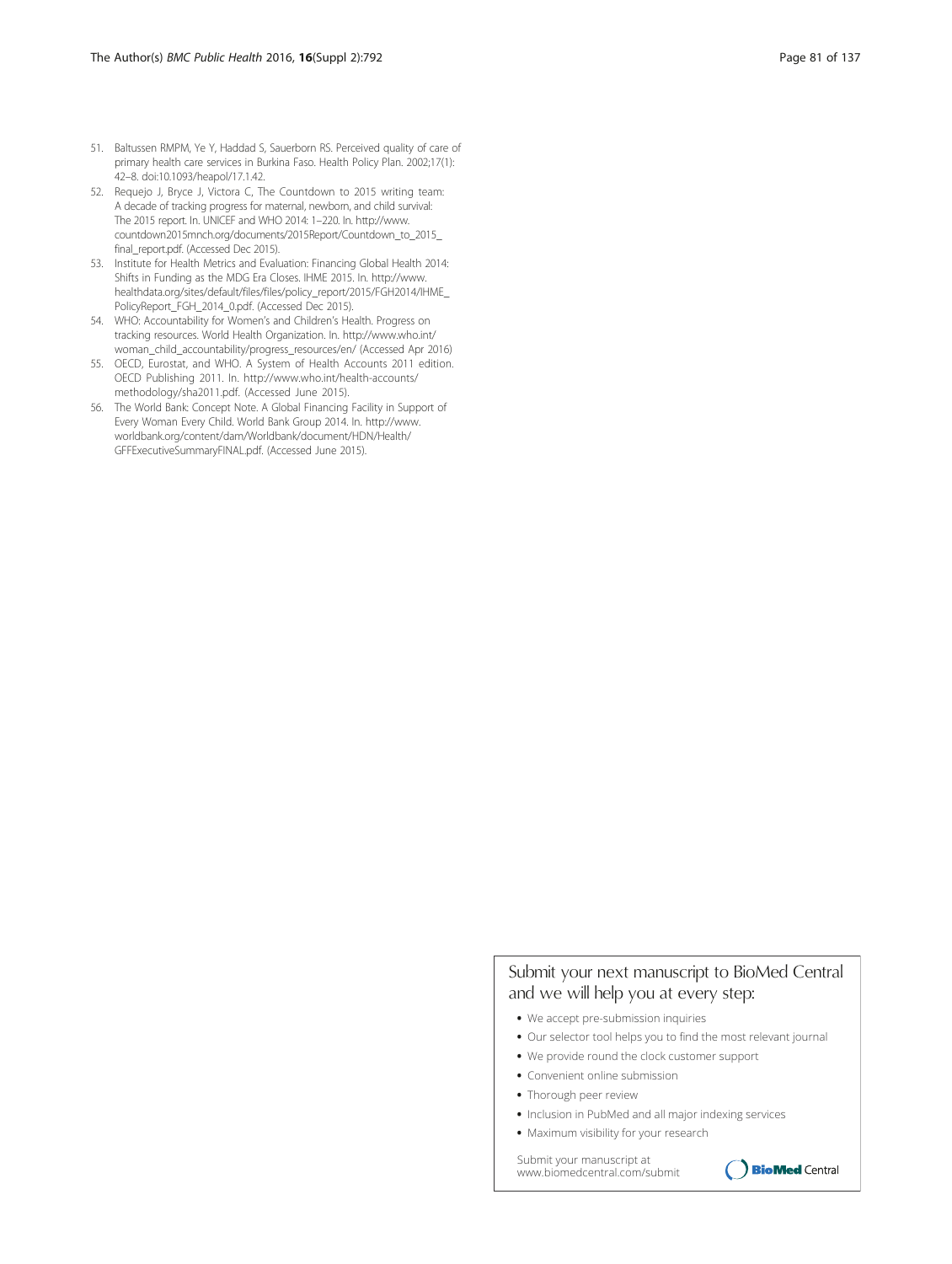51. Baltussen RMPM, Ye Y, Haddad S, Sauerborn RS. Perceived quality of care of primary health care services in Burkina Faso. Health Policy Plan. 2002;17(1): 42–8. doi:10.1093/heapol/17.1.42.
52. Requejo J, Bryce J, Victora C, The Countdown to 2015 writing team: A decade of tracking progress for maternal, newborn, and child survival: The 2015 report. In. UNICEF and WHO 2014: 1–220. In. http://www.countdown2015mnch.org/documents/2015Report/Countdown_to_2015_final_report.pdf. (Accessed Dec 2015).
53. Institute for Health Metrics and Evaluation: Financing Global Health 2014: Shifts in Funding as the MDG Era Closes. IHME 2015. In. http://www.healthdata.org/sites/default/files/files/policy_report/2015/FGH2014/IHME_PolicyReport_FGH_2014_0.pdf. (Accessed Dec 2015).
54. WHO: Accountability for Women's and Children's Health. Progress on tracking resources. World Health Organization. In. http://www.who.int/woman_child_accountability/progress_resources/en/ (Accessed Apr 2016)
55. OECD, Eurostat, and WHO. A System of Health Accounts 2011 edition. OECD Publishing 2011. In. http://www.who.int/health-accounts/methodology/sha2011.pdf. (Accessed June 2015).
56. The World Bank: Concept Note. A Global Financing Facility in Support of Every Woman Every Child. World Bank Group 2014. In. http://www.worldbank.org/content/dam/Worldbank/document/HDN/Health/GFFExecutiveSummaryFINAL.pdf. (Accessed June 2015).

Submit your next manuscript to BioMed Central and we will help you at every step:

- We accept pre-submission inquiries
- Our selector tool helps you to find the most relevant journal
- We provide round the clock customer support
- Convenient online submission
- Thorough peer review
- Inclusion in PubMed and all major indexing services
- Maximum visibility for your research

Submit your manuscript at
www.biomedcentral.com/submit

BioMed Central